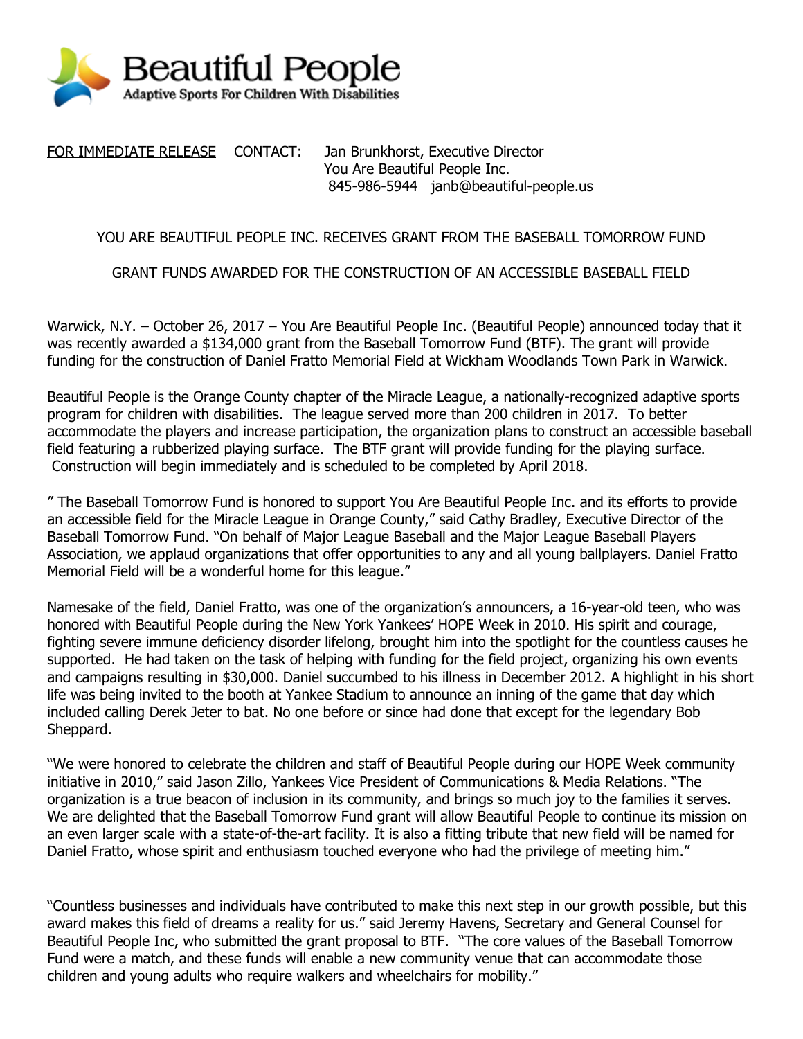Beautiful People
Adaptive Sports For Children With Disabilities

FOR IMMEDIATE RELEASE CONTACT: Jan Brunkhorst, Executive Director
You Are Beautiful People Inc.
845-986-5944 janb@beautiful-people.us

## YOU ARE BEAUTIFUL PEOPLE INC. RECEIVES GRANT FROM THE BASEBALL TOMORROW FUND

### GRANT FUNDS AWARDED FOR THE CONSTRUCTION OF AN ACCESSIBLE BASEBALL FIELD

Warwick, N.Y. – October 26, 2017 – You Are Beautiful People Inc. (Beautiful People) announced today that it was recently awarded a $134,000 grant from the Baseball Tomorrow Fund (BTF). The grant will provide funding for the construction of Daniel Fratto Memorial Field at Wickham Woodlands Town Park in Warwick.

Beautiful People is the Orange County chapter of the Miracle League, a nationally-recognized adaptive sports program for children with disabilities. The league served more than 200 children in 2017. To better accommodate the players and increase participation, the organization plans to construct an accessible baseball field featuring a rubberized playing surface. The BTF grant will provide funding for the playing surface. Construction will begin immediately and is scheduled to be completed by April 2018.

" The Baseball Tomorrow Fund is honored to support You Are Beautiful People Inc. and its efforts to provide an accessible field for the Miracle League in Orange County," said Cathy Bradley, Executive Director of the Baseball Tomorrow Fund. "On behalf of Major League Baseball and the Major League Baseball Players Association, we applaud organizations that offer opportunities to any and all young ballplayers. Daniel Fratto Memorial Field will be a wonderful home for this league."

Namesake of the field, Daniel Fratto, was one of the organization's announcers, a 16-year-old teen, who was honored with Beautiful People during the New York Yankees' HOPE Week in 2010. His spirit and courage, fighting severe immune deficiency disorder lifelong, brought him into the spotlight for the countless causes he supported. He had taken on the task of helping with funding for the field project, organizing his own events and campaigns resulting in $30,000. Daniel succumbed to his illness in December 2012. A highlight in his short life was being invited to the booth at Yankee Stadium to announce an inning of the game that day which included calling Derek Jeter to bat. No one before or since had done that except for the legendary Bob Sheppard.

"We were honored to celebrate the children and staff of Beautiful People during our HOPE Week community initiative in 2010," said Jason Zillo, Yankees Vice President of Communications & Media Relations. "The organization is a true beacon of inclusion in its community, and brings so much joy to the families it serves. We are delighted that the Baseball Tomorrow Fund grant will allow Beautiful People to continue its mission on an even larger scale with a state-of-the-art facility. It is also a fitting tribute that new field will be named for Daniel Fratto, whose spirit and enthusiasm touched everyone who had the privilege of meeting him."

"Countless businesses and individuals have contributed to make this next step in our growth possible, but this award makes this field of dreams a reality for us." said Jeremy Havens, Secretary and General Counsel for Beautiful People Inc, who submitted the grant proposal to BTF. "The core values of the Baseball Tomorrow Fund were a match, and these funds will enable a new community venue that can accommodate those children and young adults who require walkers and wheelchairs for mobility."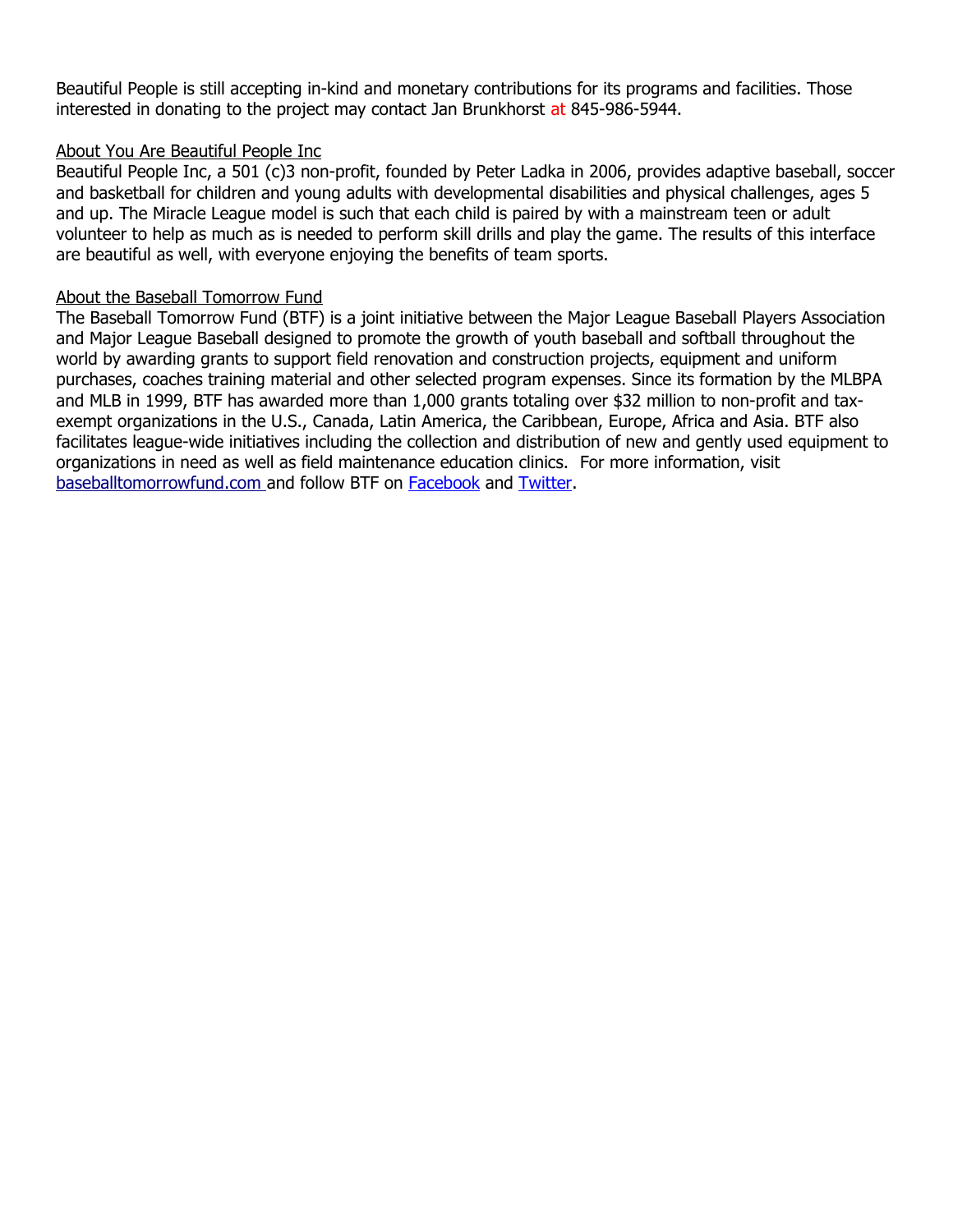Beautiful People is still accepting in-kind and monetary contributions for its programs and facilities. Those interested in donating to the project may contact Jan Brunkhorst at 845-986-5944.

About You Are Beautiful People Inc

Beautiful People Inc, a 501 (c)3 non-profit, founded by Peter Ladka in 2006, provides adaptive baseball, soccer and basketball for children and young adults with developmental disabilities and physical challenges, ages 5 and up. The Miracle League model is such that each child is paired by with a mainstream teen or adult volunteer to help as much as is needed to perform skill drills and play the game. The results of this interface are beautiful as well, with everyone enjoying the benefits of team sports.

About the Baseball Tomorrow Fund

The Baseball Tomorrow Fund (BTF) is a joint initiative between the Major League Baseball Players Association and Major League Baseball designed to promote the growth of youth baseball and softball throughout the world by awarding grants to support field renovation and construction projects, equipment and uniform purchases, coaches training material and other selected program expenses. Since its formation by the MLBPA and MLB in 1999, BTF has awarded more than 1,000 grants totaling over $32 million to non-profit and tax-exempt organizations in the U.S., Canada, Latin America, the Caribbean, Europe, Africa and Asia. BTF also facilitates league-wide initiatives including the collection and distribution of new and gently used equipment to organizations in need as well as field maintenance education clinics. For more information, visit baseballtomorrowfund.com and follow BTF on Facebook and Twitter.